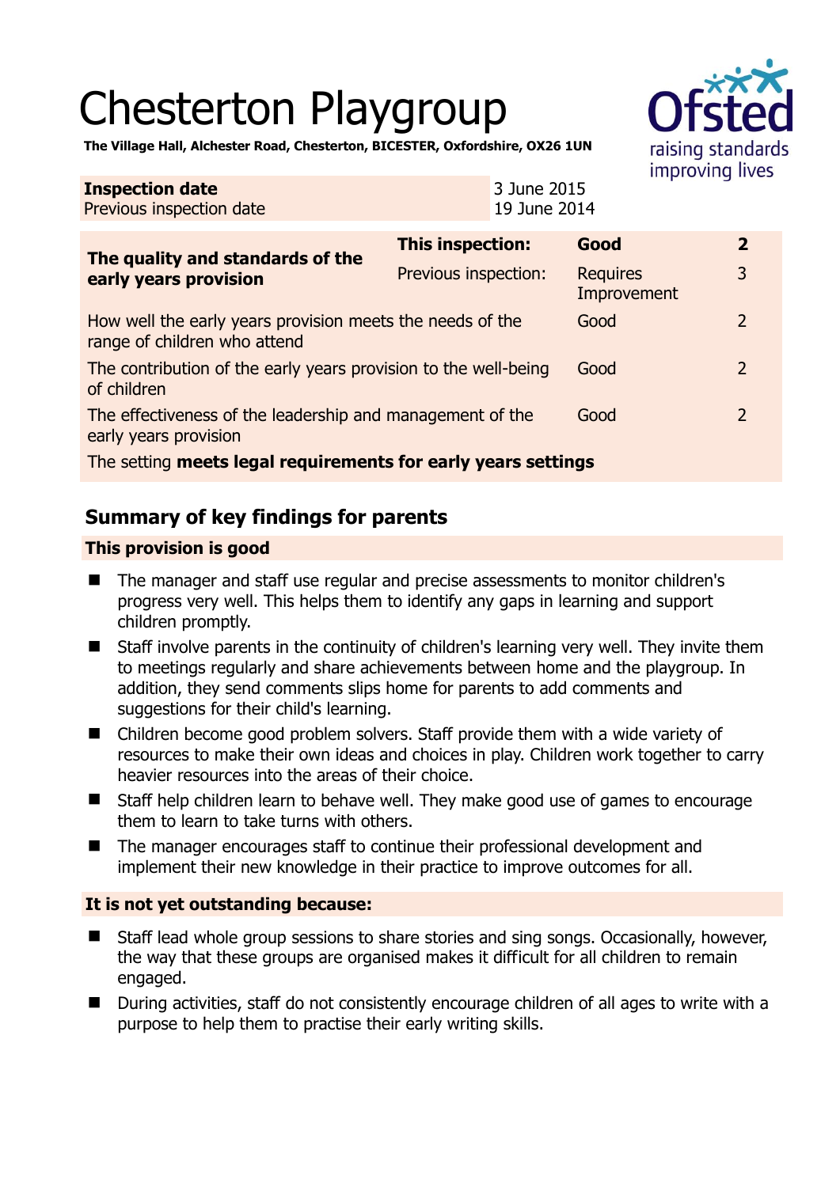# Chesterton Playgroup

**The Village Hall, Alchester Road, Chesterton, BICESTER, Oxfordshire, OX26 1UN**

| **Inspection date** | 3 June 2015 |
|---|---|
| Previous inspection date | 19 June 2014 |

| **The quality and standards of the early years provision** | **This inspection:** | **Good** | **2** |
|---|---|---|---|
| | Previous inspection: | Requires Improvement | 3 |
| How well the early years provision meets the needs of the range of children who attend | | Good | 2 |
| The contribution of the early years provision to the well-being of children | | Good | 2 |
| The effectiveness of the leadership and management of the early years provision | | Good | 2 |
| The setting **meets legal requirements for early years settings** | | | |

## Summary of key findings for parents

### This provision is good

- The manager and staff use regular and precise assessments to monitor children's progress very well. This helps them to identify any gaps in learning and support children promptly.
- Staff involve parents in the continuity of children's learning very well. They invite them to meetings regularly and share achievements between home and the playgroup. In addition, they send comments slips home for parents to add comments and suggestions for their child's learning.
- Children become good problem solvers. Staff provide them with a wide variety of resources to make their own ideas and choices in play. Children work together to carry heavier resources into the areas of their choice.
- Staff help children learn to behave well. They make good use of games to encourage them to learn to take turns with others.
- The manager encourages staff to continue their professional development and implement their new knowledge in their practice to improve outcomes for all.

### It is not yet outstanding because:

- Staff lead whole group sessions to share stories and sing songs. Occasionally, however, the way that these groups are organised makes it difficult for all children to remain engaged.
- During activities, staff do not consistently encourage children of all ages to write with a purpose to help them to practise their early writing skills.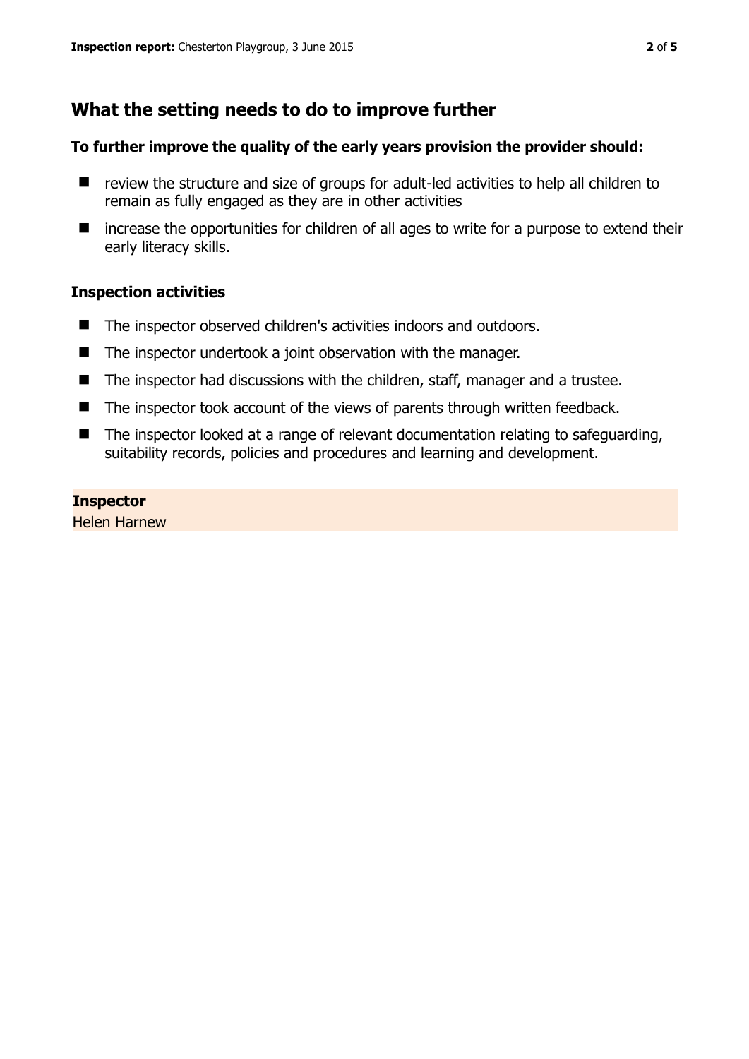## What the setting needs to do to improve further

**To further improve the quality of the early years provision the provider should:**

- review the structure and size of groups for adult-led activities to help all children to remain as fully engaged as they are in other activities
- increase the opportunities for children of all ages to write for a purpose to extend their early literacy skills.

### Inspection activities

- The inspector observed children's activities indoors and outdoors.
- The inspector undertook a joint observation with the manager.
- The inspector had discussions with the children, staff, manager and a trustee.
- The inspector took account of the views of parents through written feedback.
- The inspector looked at a range of relevant documentation relating to safeguarding, suitability records, policies and procedures and learning and development.

**Inspector**
Helen Harnew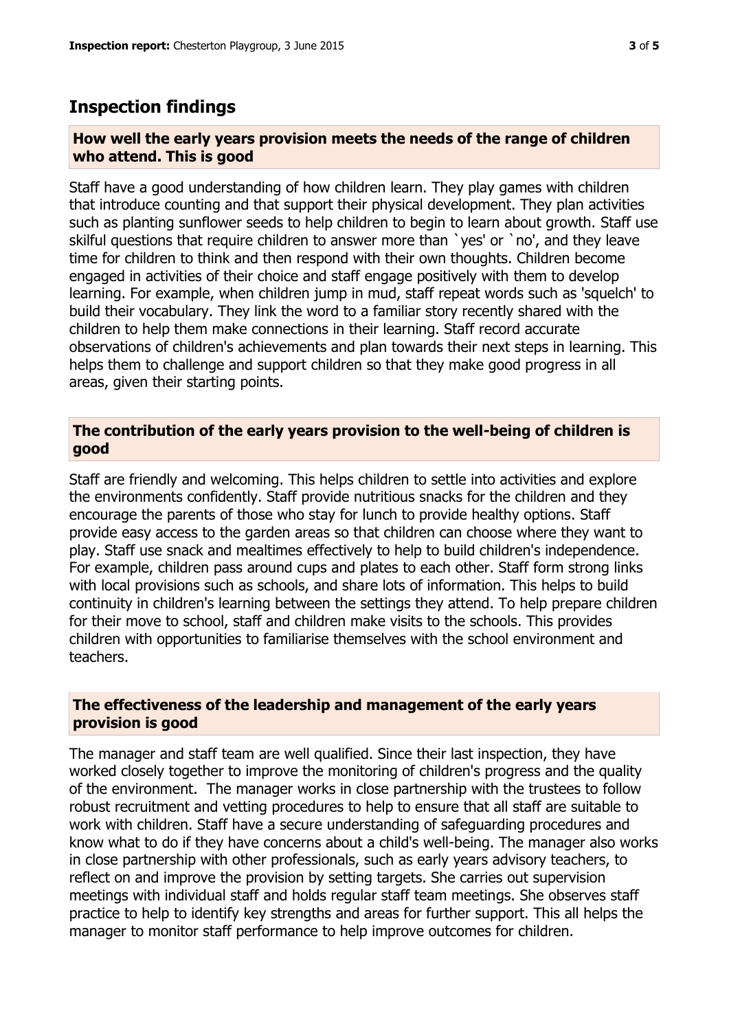## Inspection findings

### How well the early years provision meets the needs of the range of children who attend. This is good

Staff have a good understanding of how children learn. They play games with children that introduce counting and that support their physical development. They plan activities such as planting sunflower seeds to help children to begin to learn about growth. Staff use skilful questions that require children to answer more than `yes' or `no', and they leave time for children to think and then respond with their own thoughts. Children become engaged in activities of their choice and staff engage positively with them to develop learning. For example, when children jump in mud, staff repeat words such as 'squelch' to build their vocabulary. They link the word to a familiar story recently shared with the children to help them make connections in their learning. Staff record accurate observations of children's achievements and plan towards their next steps in learning. This helps them to challenge and support children so that they make good progress in all areas, given their starting points.

### The contribution of the early years provision to the well-being of children is good

Staff are friendly and welcoming. This helps children to settle into activities and explore the environments confidently. Staff provide nutritious snacks for the children and they encourage the parents of those who stay for lunch to provide healthy options. Staff provide easy access to the garden areas so that children can choose where they want to play. Staff use snack and mealtimes effectively to help to build children's independence. For example, children pass around cups and plates to each other. Staff form strong links with local provisions such as schools, and share lots of information. This helps to build continuity in children's learning between the settings they attend. To help prepare children for their move to school, staff and children make visits to the schools. This provides children with opportunities to familiarise themselves with the school environment and teachers.

### The effectiveness of the leadership and management of the early years provision is good

The manager and staff team are well qualified. Since their last inspection, they have worked closely together to improve the monitoring of children's progress and the quality of the environment. The manager works in close partnership with the trustees to follow robust recruitment and vetting procedures to help to ensure that all staff are suitable to work with children. Staff have a secure understanding of safeguarding procedures and know what to do if they have concerns about a child's well-being. The manager also works in close partnership with other professionals, such as early years advisory teachers, to reflect on and improve the provision by setting targets. She carries out supervision meetings with individual staff and holds regular staff team meetings. She observes staff practice to help to identify key strengths and areas for further support. This all helps the manager to monitor staff performance to help improve outcomes for children.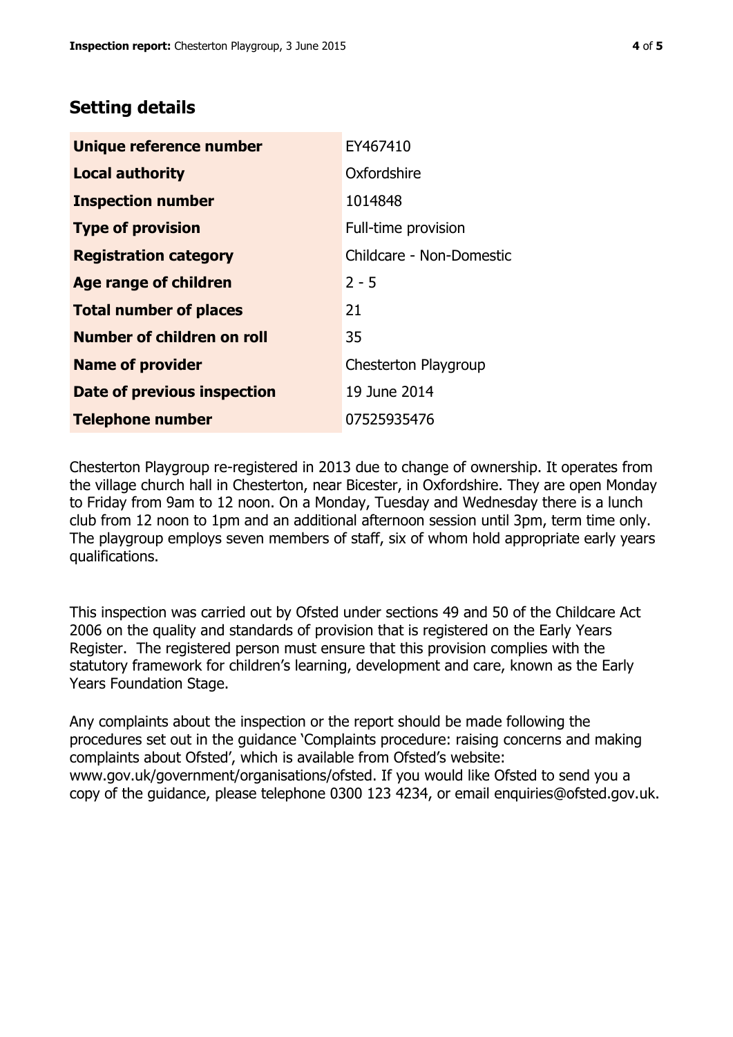## Setting details

| | |
|---|---|
| **Unique reference number** | EY467410 |
| **Local authority** | Oxfordshire |
| **Inspection number** | 1014848 |
| **Type of provision** | Full-time provision |
| **Registration category** | Childcare - Non-Domestic |
| **Age range of children** | 2 - 5 |
| **Total number of places** | 21 |
| **Number of children on roll** | 35 |
| **Name of provider** | Chesterton Playgroup |
| **Date of previous inspection** | 19 June 2014 |
| **Telephone number** | 07525935476 |

Chesterton Playgroup re-registered in 2013 due to change of ownership. It operates from the village church hall in Chesterton, near Bicester, in Oxfordshire. They are open Monday to Friday from 9am to 12 noon. On a Monday, Tuesday and Wednesday there is a lunch club from 12 noon to 1pm and an additional afternoon session until 3pm, term time only. The playgroup employs seven members of staff, six of whom hold appropriate early years qualifications.

This inspection was carried out by Ofsted under sections 49 and 50 of the Childcare Act 2006 on the quality and standards of provision that is registered on the Early Years Register. The registered person must ensure that this provision complies with the statutory framework for children's learning, development and care, known as the Early Years Foundation Stage.

Any complaints about the inspection or the report should be made following the procedures set out in the guidance 'Complaints procedure: raising concerns and making complaints about Ofsted', which is available from Ofsted's website: www.gov.uk/government/organisations/ofsted. If you would like Ofsted to send you a copy of the guidance, please telephone 0300 123 4234, or email enquiries@ofsted.gov.uk.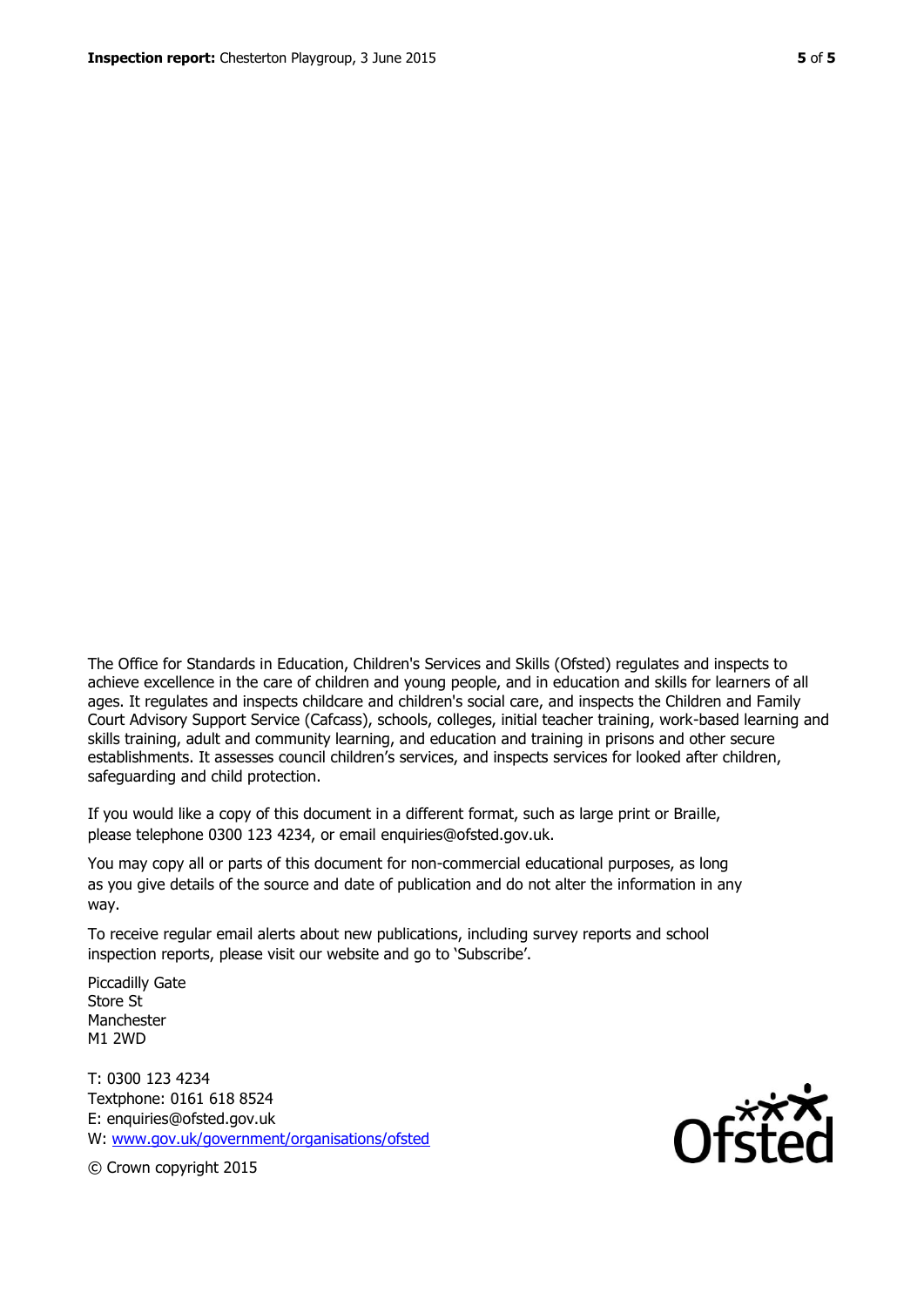The Office for Standards in Education, Children's Services and Skills (Ofsted) regulates and inspects to achieve excellence in the care of children and young people, and in education and skills for learners of all ages. It regulates and inspects childcare and children's social care, and inspects the Children and Family Court Advisory Support Service (Cafcass), schools, colleges, initial teacher training, work-based learning and skills training, adult and community learning, and education and training in prisons and other secure establishments. It assesses council children's services, and inspects services for looked after children, safeguarding and child protection.

If you would like a copy of this document in a different format, such as large print or Braille, please telephone 0300 123 4234, or email enquiries@ofsted.gov.uk.

You may copy all or parts of this document for non-commercial educational purposes, as long as you give details of the source and date of publication and do not alter the information in any way.

To receive regular email alerts about new publications, including survey reports and school inspection reports, please visit our website and go to 'Subscribe'.

Piccadilly Gate
Store St
Manchester
M1 2WD

T: 0300 123 4234
Textphone: 0161 618 8524
E: enquiries@ofsted.gov.uk
W: [www.gov.uk/government/organisations/ofsted](www.gov.uk/government/organisations/ofsted)

© Crown copyright 2015